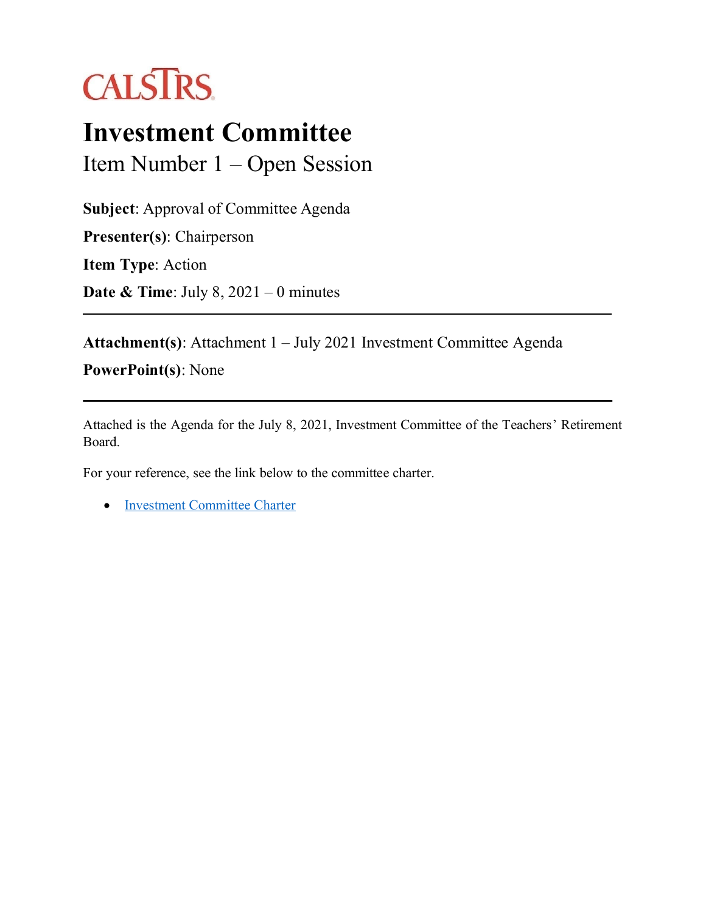CALSTRS

# Investment Committee

## Item Number 1 – Open Session

**Subject**: Approval of Committee Agenda

**Presenter(s)**: Chairperson

**Item Type**: Action

**Date & Time**: July 8, 2021 – 0 minutes

---

**Attachment(s)**: Attachment 1 – July 2021 Investment Committee Agenda

**PowerPoint(s)**: None

---

Attached is the Agenda for the July 8, 2021, Investment Committee of the Teachers' Retirement Board.

For your reference, see the link below to the committee charter.

- Investment Committee Charter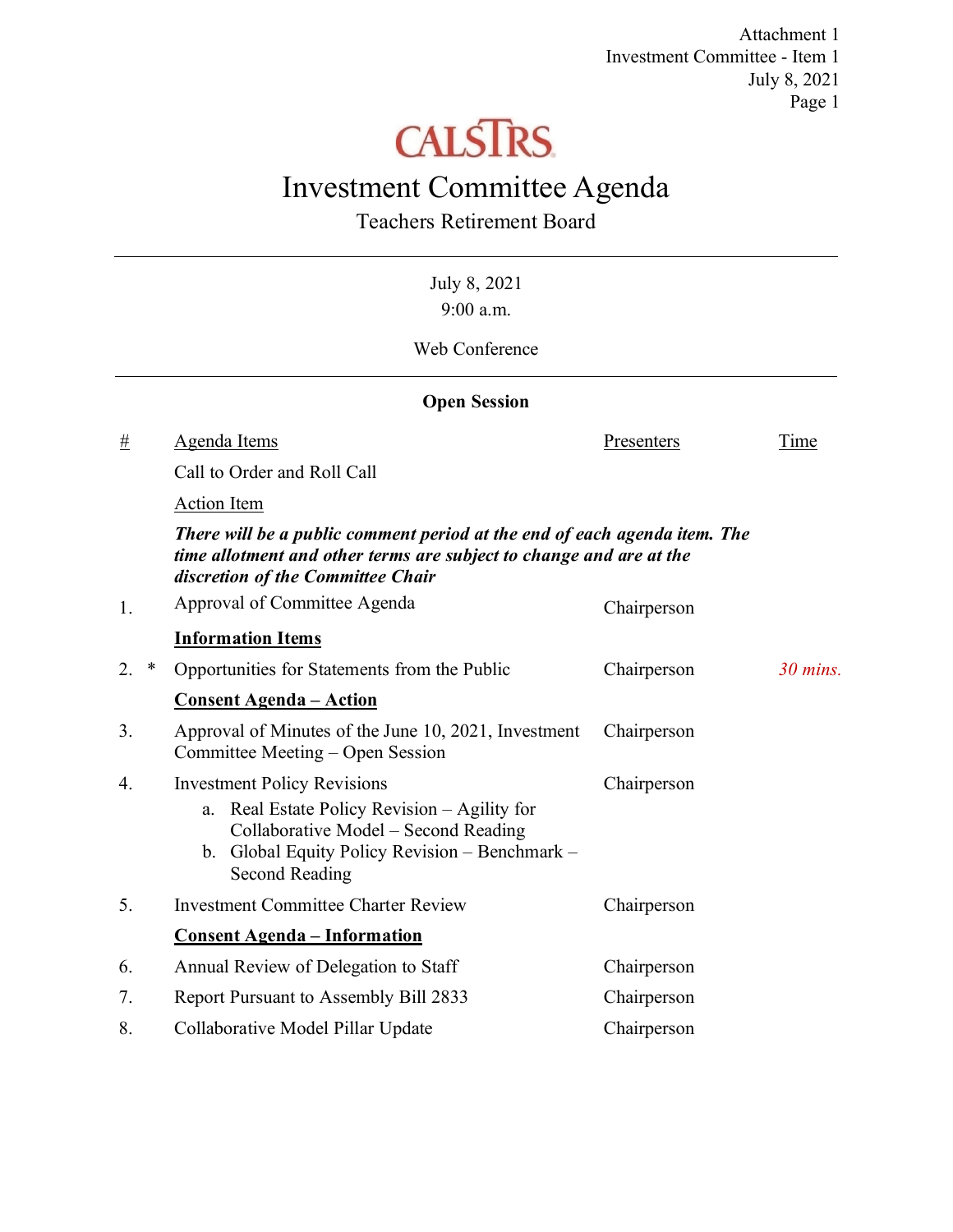Attachment 1
Investment Committee - Item 1
July 8, 2021

CALSTRS

# Investment Committee Agenda

## Teachers Retirement Board

July 8, 2021
9:00 a.m.

Web Conference

### Open Session

| # | | Agenda Items | Presenters | Time |
|---|---|---|---|---|
| | | Call to Order and Roll Call | | |
| | | Action Item | | |
| | | ***There will be a public comment period at the end of each agenda item. The time allotment and other terms are subject to change and are at the discretion of the Committee Chair*** | | |
| 1. | | Approval of Committee Agenda | Chairperson | |
| | | **Information Items** | | |
| 2. | * | Opportunities for Statements from the Public | Chairperson | *30 mins.* |
| | | **Consent Agenda – Action** | | |
| 3. | | Approval of Minutes of the June 10, 2021, Investment Committee Meeting – Open Session | Chairperson | |
| 4. | | Investment Policy Revisions<br>a. Real Estate Policy Revision – Agility for Collaborative Model – Second Reading<br>b. Global Equity Policy Revision – Benchmark – Second Reading | Chairperson | |
| 5. | | Investment Committee Charter Review | Chairperson | |
| | | **Consent Agenda – Information** | | |
| 6. | | Annual Review of Delegation to Staff | Chairperson | |
| 7. | | Report Pursuant to Assembly Bill 2833 | Chairperson | |
| 8. | | Collaborative Model Pillar Update | Chairperson | |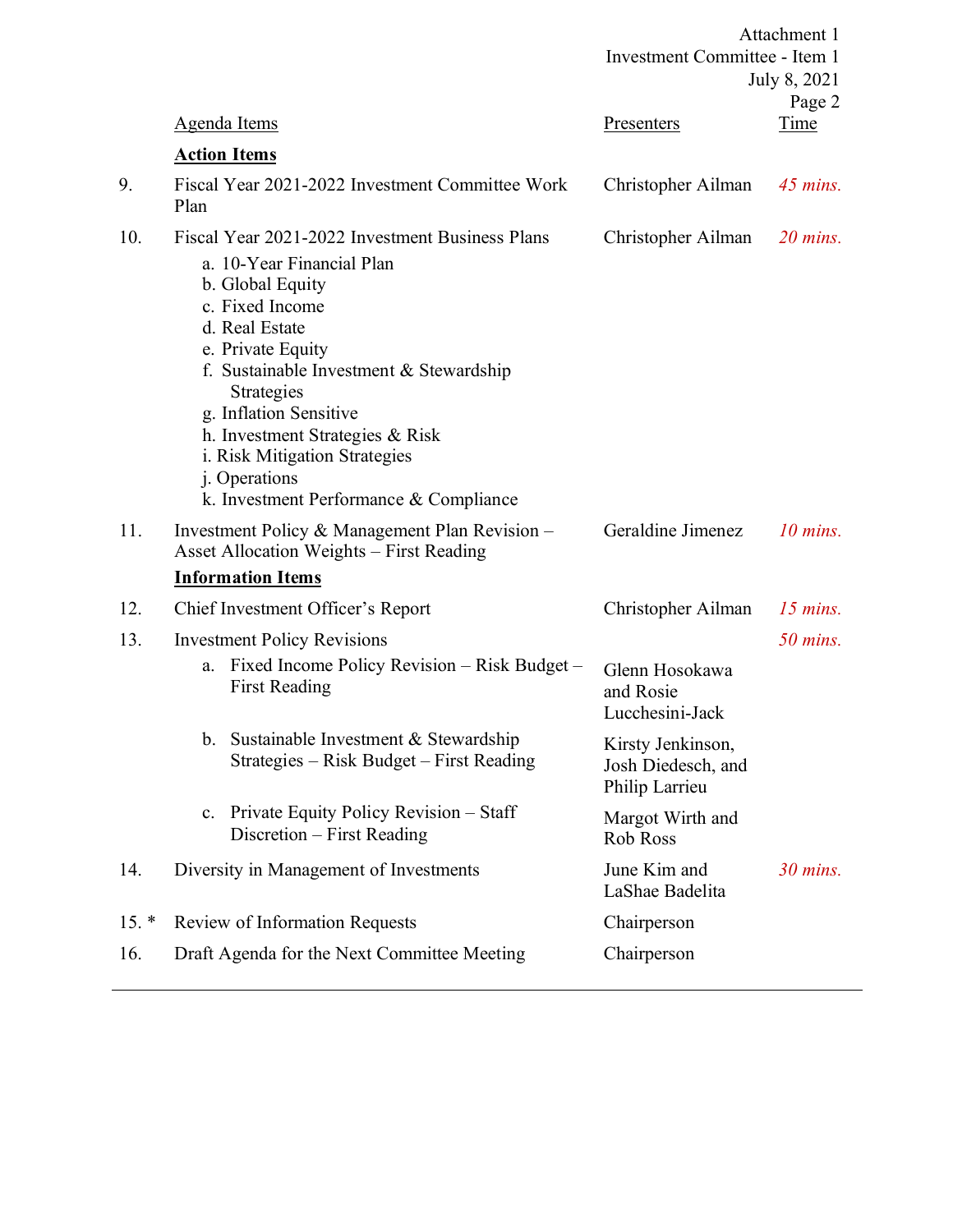Attachment 1
Investment Committee - Item 1
July 8, 2021

| | Agenda Items | Presenters | Time |
|---|---|---|---|
| | **Action Items** | | |
| 9. | Fiscal Year 2021-2022 Investment Committee Work Plan | Christopher Ailman | *45 mins.* |
| 10. | Fiscal Year 2021-2022 Investment Business Plans<br>a. 10-Year Financial Plan<br>b. Global Equity<br>c. Fixed Income<br>d. Real Estate<br>e. Private Equity<br>f. Sustainable Investment & Stewardship Strategies<br>g. Inflation Sensitive<br>h. Investment Strategies & Risk<br>i. Risk Mitigation Strategies<br>j. Operations<br>k. Investment Performance & Compliance | Christopher Ailman | *20 mins.* |
| 11. | Investment Policy & Management Plan Revision – Asset Allocation Weights – First Reading | Geraldine Jimenez | *10 mins.* |
| | **Information Items** | | |
| 12. | Chief Investment Officer's Report | Christopher Ailman | *15 mins.* |
| 13. | Investment Policy Revisions | | *50 mins.* |
| | a. Fixed Income Policy Revision – Risk Budget – First Reading | Glenn Hosokawa and Rosie Lucchesini-Jack | |
| | b. Sustainable Investment & Stewardship Strategies – Risk Budget – First Reading | Kirsty Jenkinson, Josh Diedesch, and Philip Larrieu | |
| | c. Private Equity Policy Revision – Staff Discretion – First Reading | Margot Wirth and Rob Ross | |
| 14. | Diversity in Management of Investments | June Kim and LaShae Badelita | *30 mins.* |
| 15. * | Review of Information Requests | Chairperson | |
| 16. | Draft Agenda for the Next Committee Meeting | Chairperson | |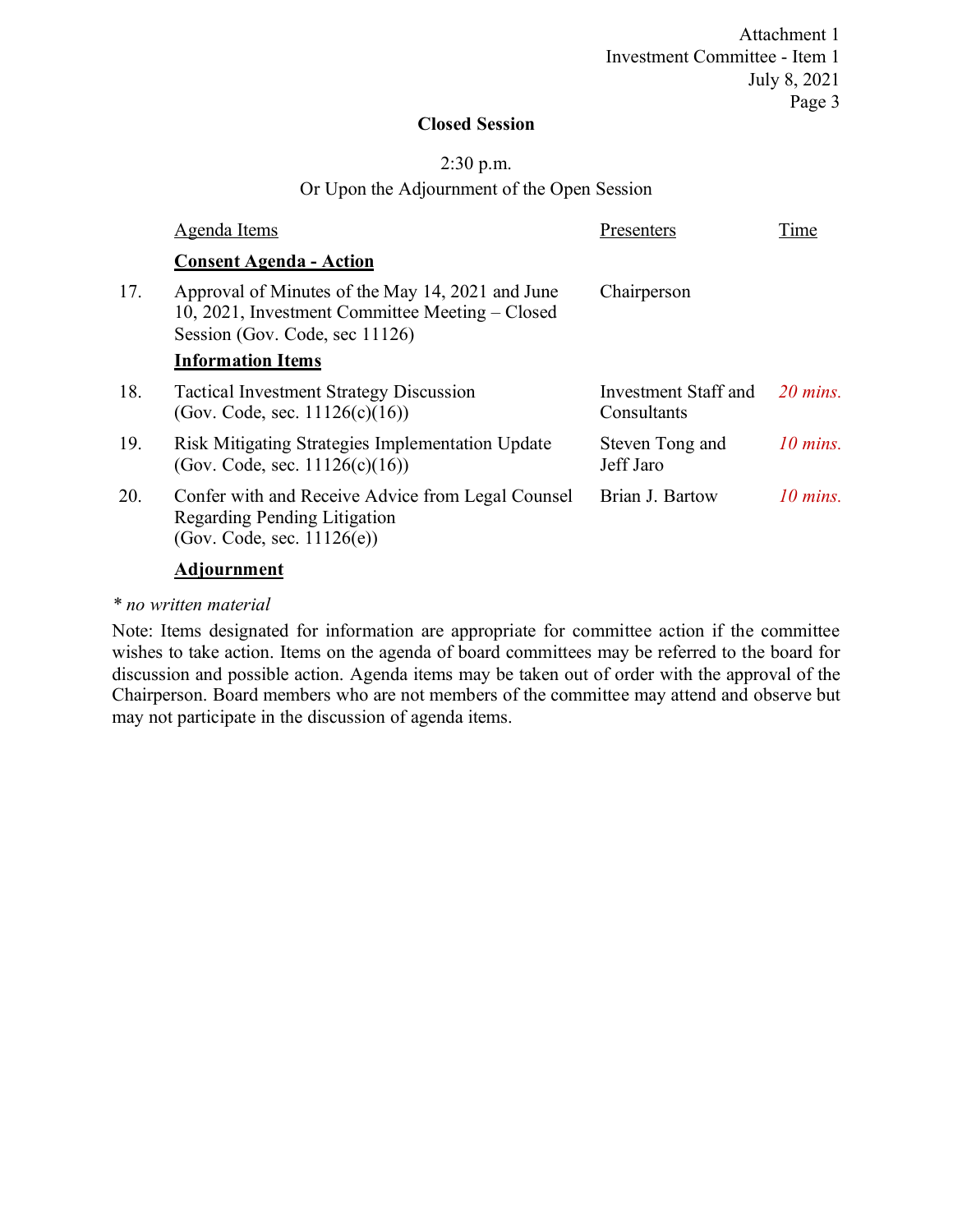Attachment 1
Investment Committee - Item 1
July 8, 2021

## Closed Session

2:30 p.m.
Or Upon the Adjournment of the Open Session

| | Agenda Items | Presenters | Time |
|---|---|---|---|
| | **Consent Agenda - Action** | | |
| 17. | Approval of Minutes of the May 14, 2021 and June 10, 2021, Investment Committee Meeting – Closed Session (Gov. Code, sec 11126) | Chairperson | |
| | **Information Items** | | |
| 18. | Tactical Investment Strategy Discussion (Gov. Code, sec. 11126(c)(16)) | Investment Staff and Consultants | *20 mins.* |
| 19. | Risk Mitigating Strategies Implementation Update (Gov. Code, sec. 11126(c)(16)) | Steven Tong and Jeff Jaro | *10 mins.* |
| 20. | Confer with and Receive Advice from Legal Counsel Regarding Pending Litigation (Gov. Code, sec. 11126(e)) | Brian J. Bartow | *10 mins.* |
| | **Adjournment** | | |

*\* no written material*

Note: Items designated for information are appropriate for committee action if the committee wishes to take action. Items on the agenda of board committees may be referred to the board for discussion and possible action. Agenda items may be taken out of order with the approval of the Chairperson. Board members who are not members of the committee may attend and observe but may not participate in the discussion of agenda items.